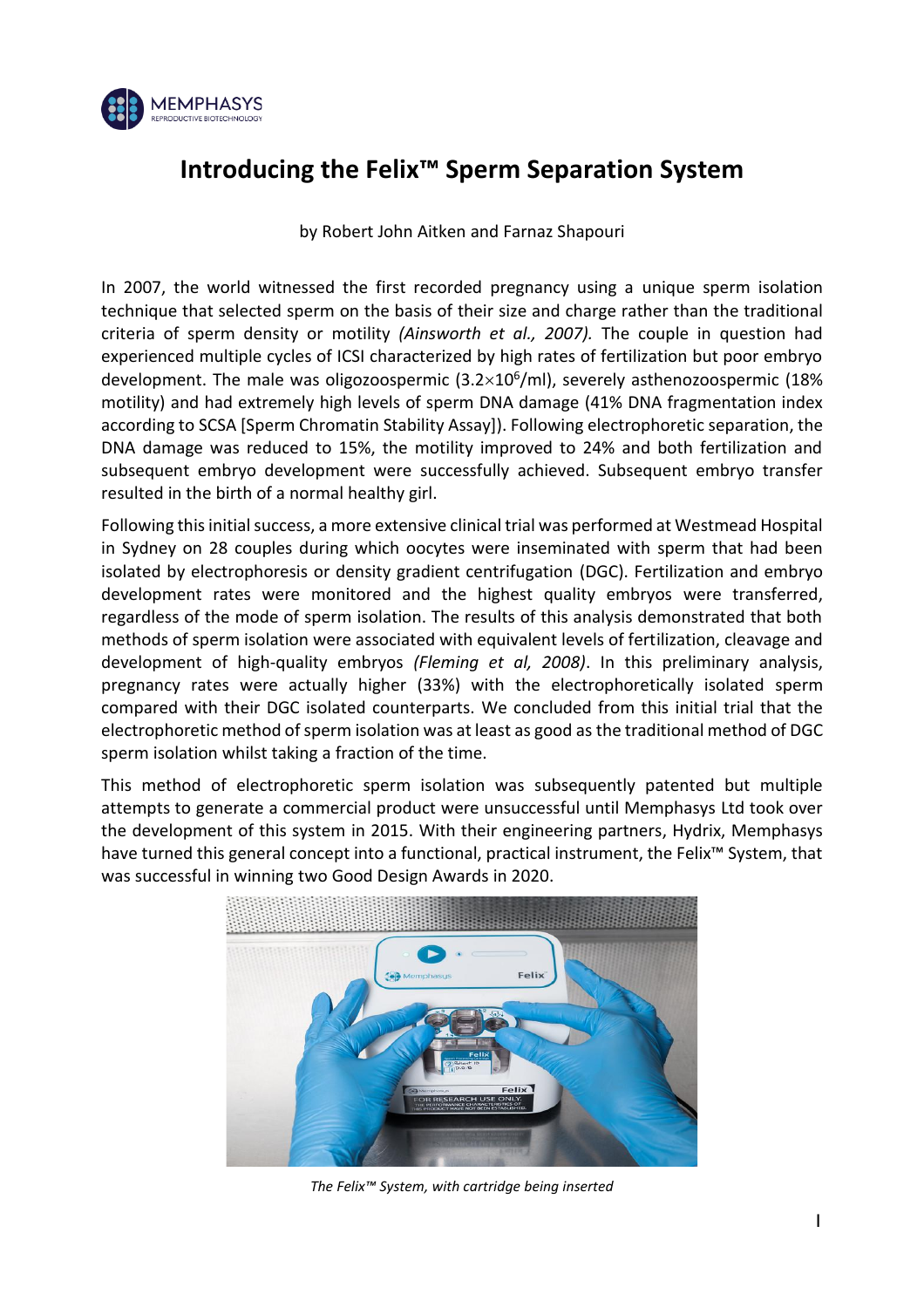# Introducing the Felix™ Sperm Separation System

by Robert John Aitken and Farnaz Shapouri

In 2007, the world witnessed the first recorded pregnancy using a unique sperm isolation technique that selected sperm on the basis of their size and charge rather than the traditional criteria of sperm density or motility *(Ainsworth et al., 2007).* The couple in question had experienced multiple cycles of ICSI characterized by high rates of fertilization but poor embryo development. The male was oligozoospermic ($3.2\times10^6$/ml), severely asthenozoospermic (18% motility) and had extremely high levels of sperm DNA damage (41% DNA fragmentation index according to SCSA [Sperm Chromatin Stability Assay]). Following electrophoretic separation, the DNA damage was reduced to 15%, the motility improved to 24% and both fertilization and subsequent embryo development were successfully achieved. Subsequent embryo transfer resulted in the birth of a normal healthy girl.

Following this initial success, a more extensive clinical trial was performed at Westmead Hospital in Sydney on 28 couples during which oocytes were inseminated with sperm that had been isolated by electrophoresis or density gradient centrifugation (DGC). Fertilization and embryo development rates were monitored and the highest quality embryos were transferred, regardless of the mode of sperm isolation. The results of this analysis demonstrated that both methods of sperm isolation were associated with equivalent levels of fertilization, cleavage and development of high-quality embryos *(Fleming et al, 2008)*. In this preliminary analysis, pregnancy rates were actually higher (33%) with the electrophoretically isolated sperm compared with their DGC isolated counterparts. We concluded from this initial trial that the electrophoretic method of sperm isolation was at least as good as the traditional method of DGC sperm isolation whilst taking a fraction of the time.

This method of electrophoretic sperm isolation was subsequently patented but multiple attempts to generate a commercial product were unsuccessful until Memphasys Ltd took over the development of this system in 2015. With their engineering partners, Hydrix, Memphasys have turned this general concept into a functional, practical instrument, the Felix™ System, that was successful in winning two Good Design Awards in 2020.

*The Felix™ System, with cartridge being inserted*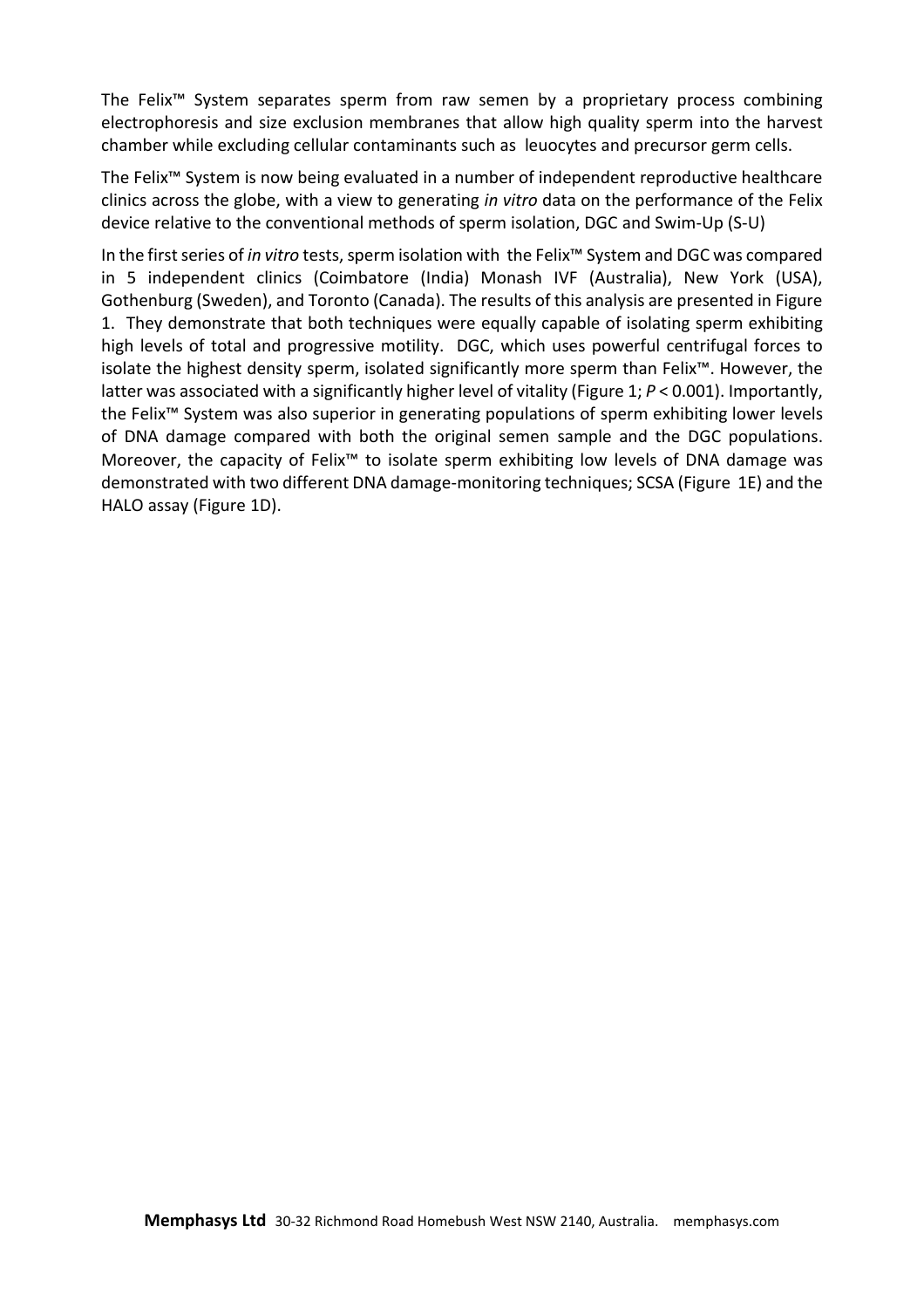The Felix™ System separates sperm from raw semen by a proprietary process combining electrophoresis and size exclusion membranes that allow high quality sperm into the harvest chamber while excluding cellular contaminants such as leuocytes and precursor germ cells.

The Felix™ System is now being evaluated in a number of independent reproductive healthcare clinics across the globe, with a view to generating *in vitro* data on the performance of the Felix device relative to the conventional methods of sperm isolation, DGC and Swim-Up (S-U)

In the first series of *in vitro* tests, sperm isolation with the Felix™ System and DGC was compared in 5 independent clinics (Coimbatore (India) Monash IVF (Australia), New York (USA), Gothenburg (Sweden), and Toronto (Canada). The results of this analysis are presented in Figure 1. They demonstrate that both techniques were equally capable of isolating sperm exhibiting high levels of total and progressive motility. DGC, which uses powerful centrifugal forces to isolate the highest density sperm, isolated significantly more sperm than Felix™. However, the latter was associated with a significantly higher level of vitality (Figure 1; $P < 0.001$). Importantly, the Felix™ System was also superior in generating populations of sperm exhibiting lower levels of DNA damage compared with both the original semen sample and the DGC populations. Moreover, the capacity of Felix™ to isolate sperm exhibiting low levels of DNA damage was demonstrated with two different DNA damage-monitoring techniques; SCSA (Figure 1E) and the HALO assay (Figure 1D).

**Memphasys Ltd** 30-32 Richmond Road Homebush West NSW 2140, Australia. memphasys.com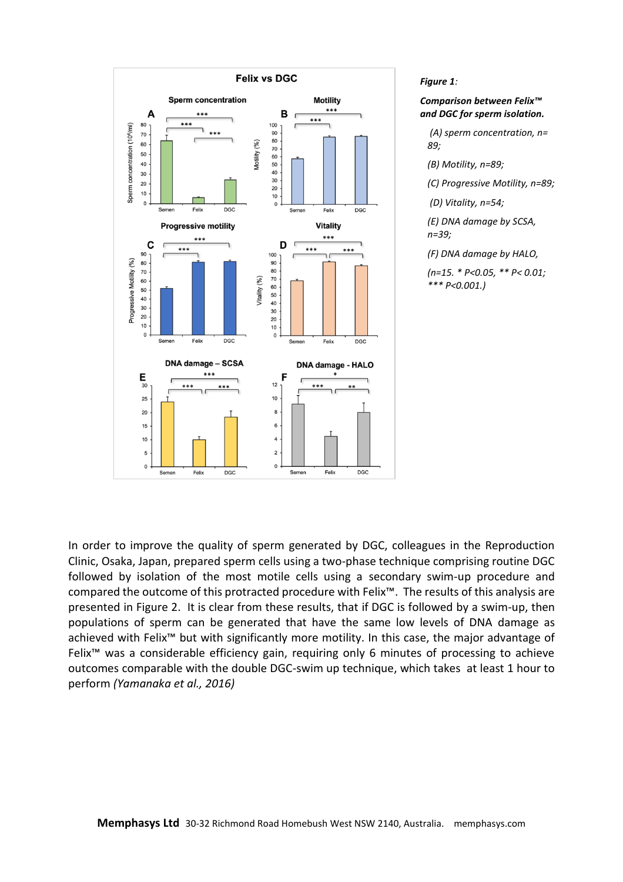*Figure 1:*

***Comparison between Felix™ and DGC for sperm isolation.***

*(A) sperm concentration, n= 89;*

*(B) Motility, n=89;*

*(C) Progressive Motility, n=89;*

*(D) Vitality, n=54;*

*(E) DNA damage by SCSA, n=39;*

*(F) DNA damage by HALO,*

*(n=15. * P<0.05, ** P< 0.01; *** P<0.001.)*

In order to improve the quality of sperm generated by DGC, colleagues in the Reproduction Clinic, Osaka, Japan, prepared sperm cells using a two-phase technique comprising routine DGC followed by isolation of the most motile cells using a secondary swim-up procedure and compared the outcome of this protracted procedure with Felix™. The results of this analysis are presented in Figure 2. It is clear from these results, that if DGC is followed by a swim-up, then populations of sperm can be generated that have the same low levels of DNA damage as achieved with Felix™ but with significantly more motility. In this case, the major advantage of Felix™ was a considerable efficiency gain, requiring only 6 minutes of processing to achieve outcomes comparable with the double DGC-swim up technique, which takes at least 1 hour to perform *(Yamanaka et al., 2016)*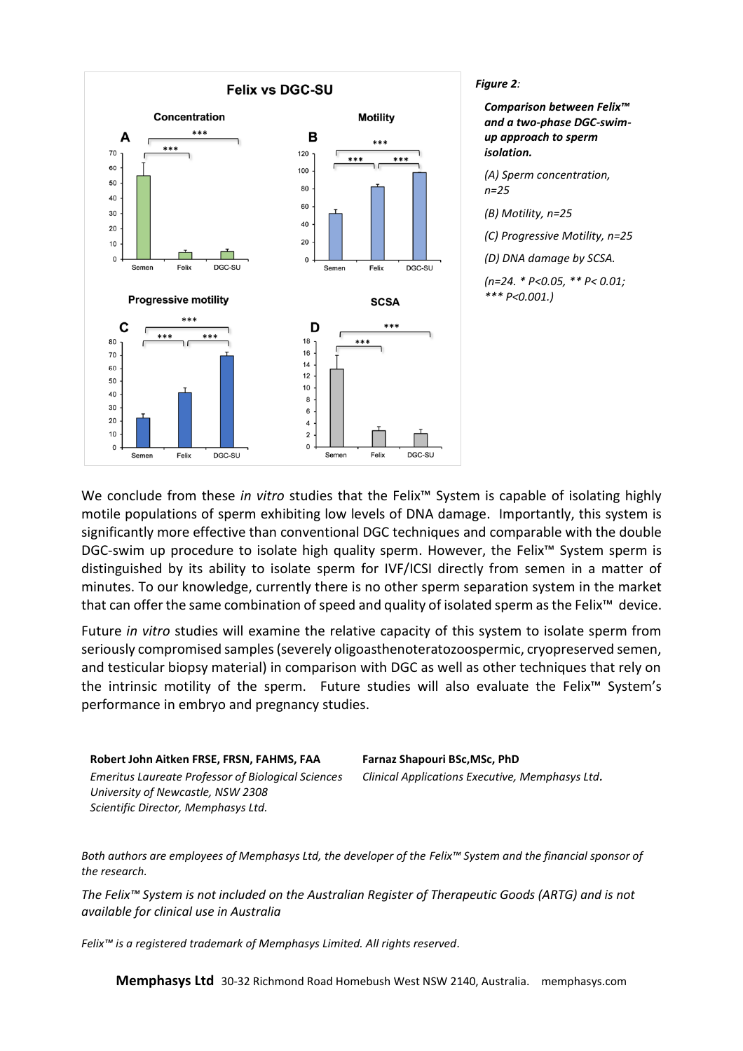*Figure 2:*

***Comparison between Felix™ and a two-phase DGC-swim-up approach to sperm isolation.***

*(A) Sperm concentration, n=25*

*(B) Motility, n=25*

*(C) Progressive Motility, n=25*

*(D) DNA damage by SCSA.*

*(n=24. * P<0.05, ** P< 0.01; *** P<0.001.)*

We conclude from these *in vitro* studies that the Felix™ System is capable of isolating highly motile populations of sperm exhibiting low levels of DNA damage. Importantly, this system is significantly more effective than conventional DGC techniques and comparable with the double DGC-swim up procedure to isolate high quality sperm. However, the Felix™ System sperm is distinguished by its ability to isolate sperm for IVF/ICSI directly from semen in a matter of minutes. To our knowledge, currently there is no other sperm separation system in the market that can offer the same combination of speed and quality of isolated sperm as the Felix™ device.

Future *in vitro* studies will examine the relative capacity of this system to isolate sperm from seriously compromised samples (severely oligoasthenoteratozoospermic, cryopreserved semen, and testicular biopsy material) in comparison with DGC as well as other techniques that rely on the intrinsic motility of the sperm. Future studies will also evaluate the Felix™ System's performance in embryo and pregnancy studies.

**Robert John Aitken FRSE, FRSN, FAHMS, FAA**
*Emeritus Laureate Professor of Biological Sciences*
*University of Newcastle, NSW 2308*
*Scientific Director, Memphasys Ltd.*

**Farnaz Shapouri BSc,MSc, PhD**
*Clinical Applications Executive, Memphasys Ltd.*

*Both authors are employees of Memphasys Ltd, the developer of the Felix™ System and the financial sponsor of the research.*

*The Felix™ System is not included on the Australian Register of Therapeutic Goods (ARTG) and is not available for clinical use in Australia*

*Felix™ is a registered trademark of Memphasys Limited. All rights reserved.*

**Memphasys Ltd** 30-32 Richmond Road Homebush West NSW 2140, Australia. memphasys.com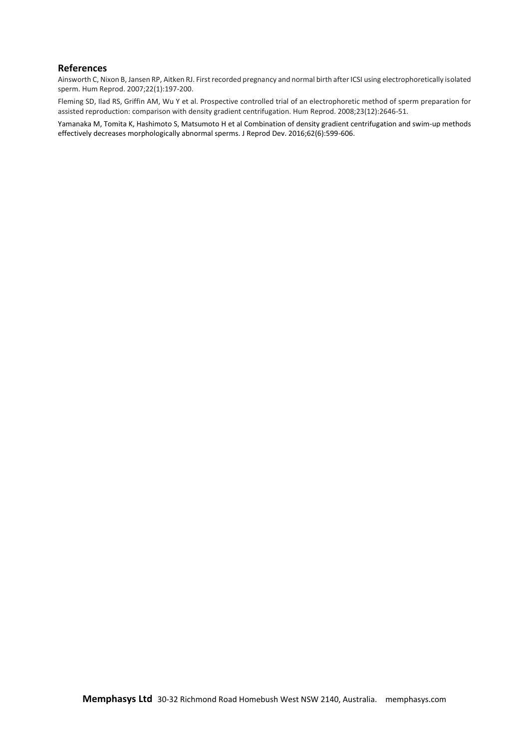## References

Ainsworth C, Nixon B, Jansen RP, Aitken RJ. First recorded pregnancy and normal birth after ICSI using electrophoretically isolated sperm. Hum Reprod. 2007;22(1):197-200.

Fleming SD, Ilad RS, Griffin AM, Wu Y et al. Prospective controlled trial of an electrophoretic method of sperm preparation for assisted reproduction: comparison with density gradient centrifugation. Hum Reprod. 2008;23(12):2646-51.

Yamanaka M, Tomita K, Hashimoto S, Matsumoto H et al Combination of density gradient centrifugation and swim-up methods effectively decreases morphologically abnormal sperms. J Reprod Dev. 2016;62(6):599-606.

**Memphasys Ltd** 30-32 Richmond Road Homebush West NSW 2140, Australia. memphasys.com